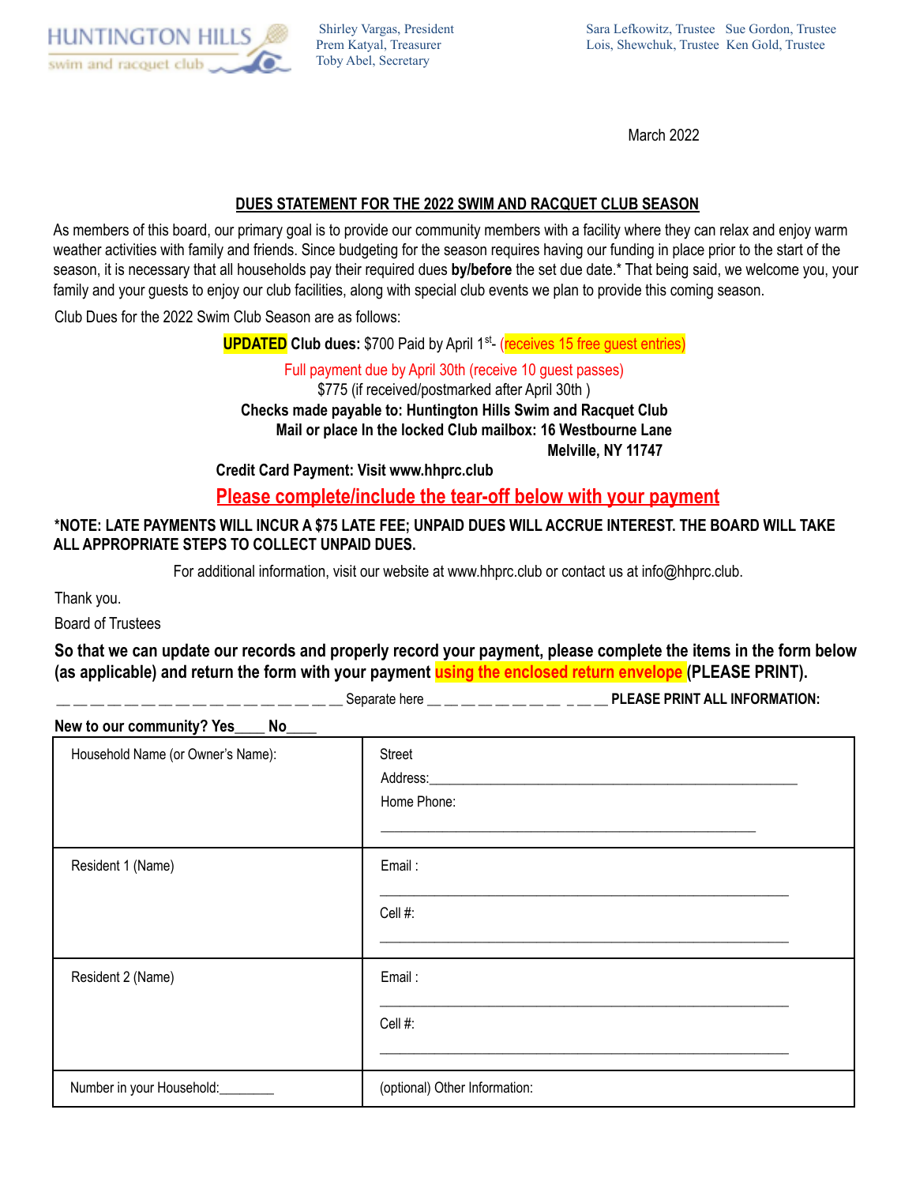HUNTINGTON HILLS swim and racquet club

Shirley Vargas, President
Prem Katyal, Treasurer
Toby Abel, Secretary

Sara Lefkowitz, Trustee   Sue Gordon, Trustee
Lois, Shewchuk, Trustee   Ken Gold, Trustee

March 2022

## DUES STATEMENT FOR THE 2022 SWIM AND RACQUET CLUB SEASON

As members of this board, our primary goal is to provide our community members with a facility where they can relax and enjoy warm weather activities with family and friends. Since budgeting for the season requires having our funding in place prior to the start of the season, it is necessary that all households pay their required dues **by/before** the set due date.* That being said, we welcome you, your family and your guests to enjoy our club facilities, along with special club events we plan to provide this coming season.

Club Dues for the 2022 Swim Club Season are as follows:

**UPDATED Club dues:** $700 Paid by April 1st- (receives 15 free guest entries)

Full payment due by April 30th (receive 10 guest passes)

$775 (if received/postmarked after April 30th )

**Checks made payable to: Huntington Hills Swim and Racquet Club**

**Mail or place In the locked Club mailbox: 16 Westbourne Lane**
**Melville, NY 11747**

**Credit Card Payment: Visit www.hhprc.club**

**Please complete/include the tear-off below with your payment**

**\*NOTE: LATE PAYMENTS WILL INCUR A $75 LATE FEE; UNPAID DUES WILL ACCRUE INTEREST. THE BOARD WILL TAKE ALL APPROPRIATE STEPS TO COLLECT UNPAID DUES.**

For additional information, visit our website at www.hhprc.club or contact us at info@hhprc.club.

Thank you.

Board of Trustees

**So that we can update our records and properly record your payment, please complete the items in the form below (as applicable) and return the form with your payment using the enclosed return envelope (PLEASE PRINT).**

\_ \_ \_ \_ \_ \_ \_ \_ \_ \_ \_ \_ \_ \_ \_ \_ \_ Separate here \_ \_ \_ \_ \_ \_ \_ \_ \_ \_ \_ **PLEASE PRINT ALL INFORMATION:**

**New to our community? Yes\_\_\_\_ No\_\_\_\_**

| Household Name (or Owner's Name): | Street Address:\_\_\_\_\_\_\_\_\_\_\_\_\_\_\_\_\_\_\_\_ Home Phone: \_\_\_\_\_\_\_\_\_\_\_\_\_\_\_\_\_\_\_\_ |
|---|---|
| Resident 1 (Name) | Email : \_\_\_\_\_\_\_\_\_\_\_\_\_\_\_\_\_\_\_\_ Cell #: \_\_\_\_\_\_\_\_\_\_\_\_\_\_\_\_\_\_\_\_ |
| Resident 2 (Name) | Email : \_\_\_\_\_\_\_\_\_\_\_\_\_\_\_\_\_\_\_\_ Cell #: \_\_\_\_\_\_\_\_\_\_\_\_\_\_\_\_\_\_\_\_ |
| Number in your Household:\_\_\_\_\_\_\_\_ | (optional) Other Information: |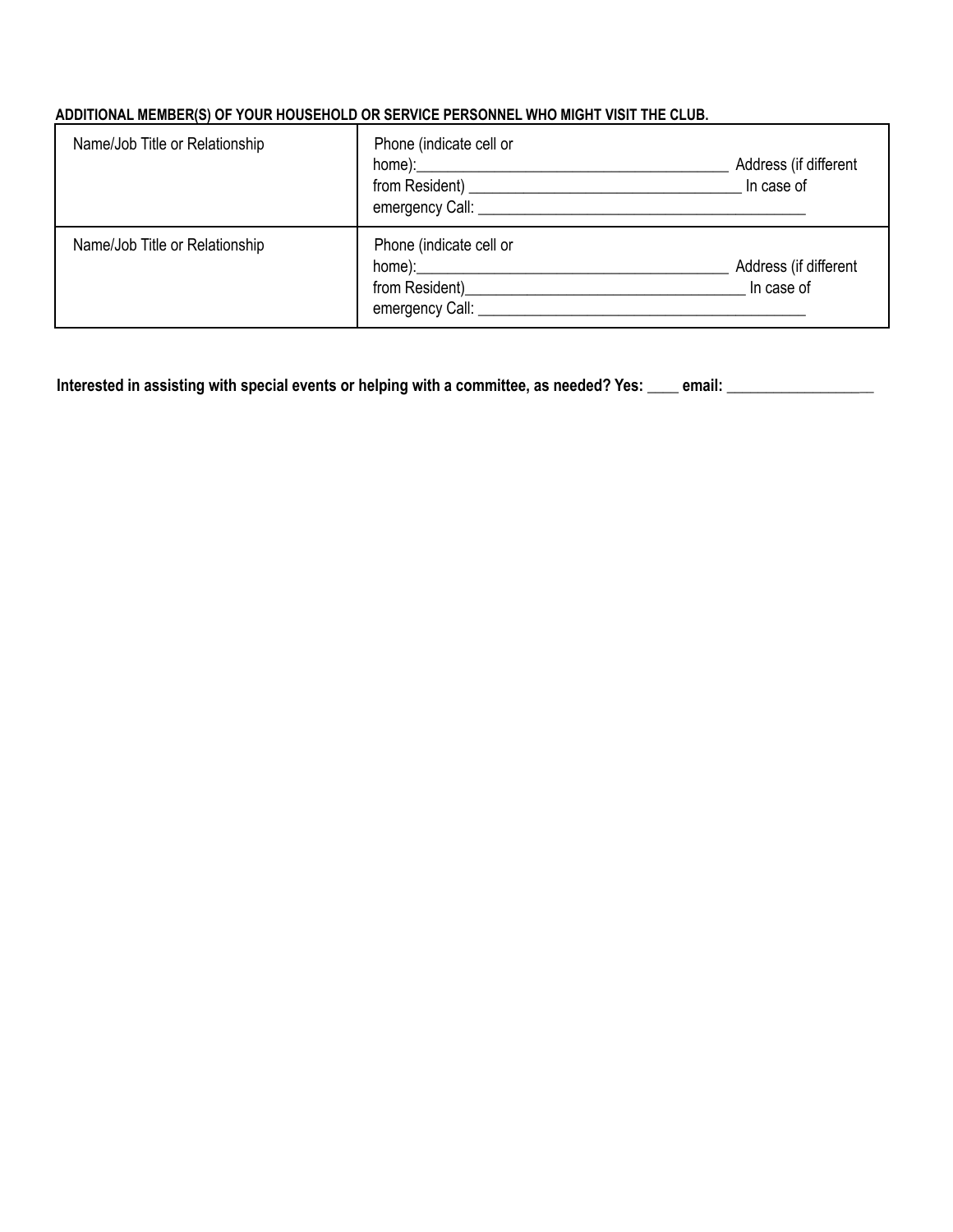**ADDITIONAL MEMBER(S) OF YOUR HOUSEHOLD OR SERVICE PERSONNEL WHO MIGHT VISIT THE CLUB.**

| | |
|---|---|
| Name/Job Title or Relationship | Phone (indicate cell or home):_______________________________________ Address (if different from Resident) _________________________________ In case of emergency Call: __________________________________________ |
| Name/Job Title or Relationship | Phone (indicate cell or home):_______________________________________ Address (if different from Resident)__________________________________ In case of emergency Call: __________________________________________ |

**Interested in assisting with special events or helping with a committee, as needed? Yes: ____ email: ___________________**